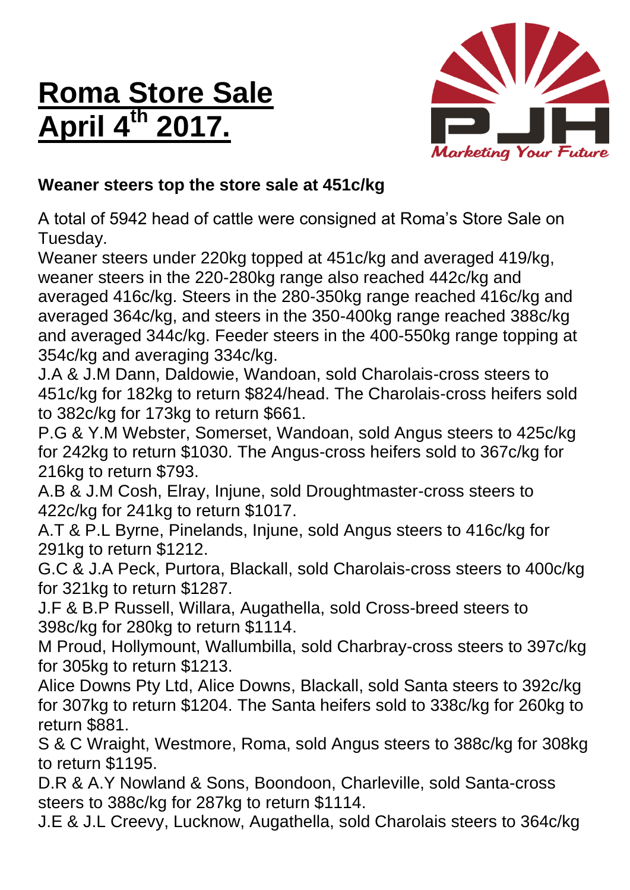# Roma Store Sale April 4th 2017.

PJH Marketing Your Future

**Weaner steers top the store sale at 451c/kg**

A total of 5942 head of cattle were consigned at Roma's Store Sale on Tuesday.

Weaner steers under 220kg topped at 451c/kg and averaged 419/kg, weaner steers in the 220-280kg range also reached 442c/kg and averaged 416c/kg. Steers in the 280-350kg range reached 416c/kg and averaged 364c/kg, and steers in the 350-400kg range reached 388c/kg and averaged 344c/kg. Feeder steers in the 400-550kg range topping at 354c/kg and averaging 334c/kg.

J.A & J.M Dann, Daldowie, Wandoan, sold Charolais-cross steers to 451c/kg for 182kg to return $824/head. The Charolais-cross heifers sold to 382c/kg for 173kg to return $661.

P.G & Y.M Webster, Somerset, Wandoan, sold Angus steers to 425c/kg for 242kg to return $1030. The Angus-cross heifers sold to 367c/kg for 216kg to return $793.

A.B & J.M Cosh, Elray, Injune, sold Droughtmaster-cross steers to 422c/kg for 241kg to return $1017.

A.T & P.L Byrne, Pinelands, Injune, sold Angus steers to 416c/kg for 291kg to return $1212.

G.C & J.A Peck, Purtora, Blackall, sold Charolais-cross steers to 400c/kg for 321kg to return $1287.

J.F & B.P Russell, Willara, Augathella, sold Cross-breed steers to 398c/kg for 280kg to return $1114.

M Proud, Hollymount, Wallumbilla, sold Charbray-cross steers to 397c/kg for 305kg to return $1213.

Alice Downs Pty Ltd, Alice Downs, Blackall, sold Santa steers to 392c/kg for 307kg to return $1204. The Santa heifers sold to 338c/kg for 260kg to return $881.

S & C Wraight, Westmore, Roma, sold Angus steers to 388c/kg for 308kg to return $1195.

D.R & A.Y Nowland & Sons, Boondoon, Charleville, sold Santa-cross steers to 388c/kg for 287kg to return $1114.

J.E & J.L Creevy, Lucknow, Augathella, sold Charolais steers to 364c/kg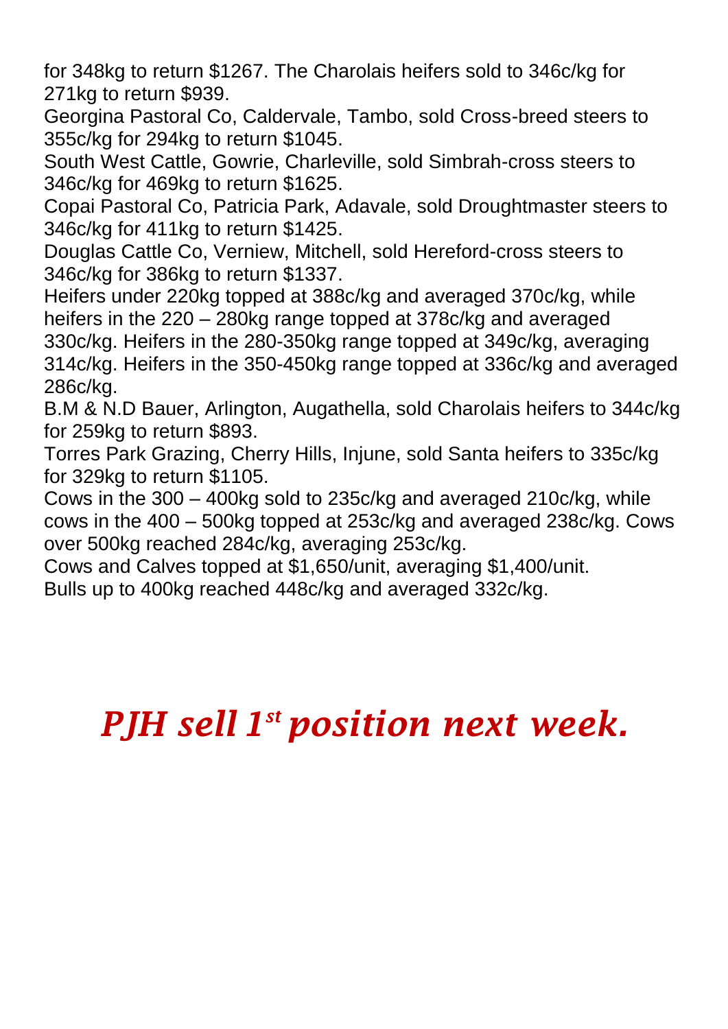for 348kg to return $1267. The Charolais heifers sold to 346c/kg for 271kg to return $939.

Georgina Pastoral Co, Caldervale, Tambo, sold Cross-breed steers to 355c/kg for 294kg to return $1045.

South West Cattle, Gowrie, Charleville, sold Simbrah-cross steers to 346c/kg for 469kg to return $1625.

Copai Pastoral Co, Patricia Park, Adavale, sold Droughtmaster steers to 346c/kg for 411kg to return $1425.

Douglas Cattle Co, Verniew, Mitchell, sold Hereford-cross steers to 346c/kg for 386kg to return $1337.

Heifers under 220kg topped at 388c/kg and averaged 370c/kg, while heifers in the 220 – 280kg range topped at 378c/kg and averaged 330c/kg. Heifers in the 280-350kg range topped at 349c/kg, averaging 314c/kg. Heifers in the 350-450kg range topped at 336c/kg and averaged 286c/kg.

B.M & N.D Bauer, Arlington, Augathella, sold Charolais heifers to 344c/kg for 259kg to return $893.

Torres Park Grazing, Cherry Hills, Injune, sold Santa heifers to 335c/kg for 329kg to return $1105.

Cows in the 300 – 400kg sold to 235c/kg and averaged 210c/kg, while cows in the 400 – 500kg topped at 253c/kg and averaged 238c/kg. Cows over 500kg reached 284c/kg, averaging 253c/kg.

Cows and Calves topped at $1,650/unit, averaging $1,400/unit.

Bulls up to 400kg reached 448c/kg and averaged 332c/kg.

## *PJH sell 1st position next week.*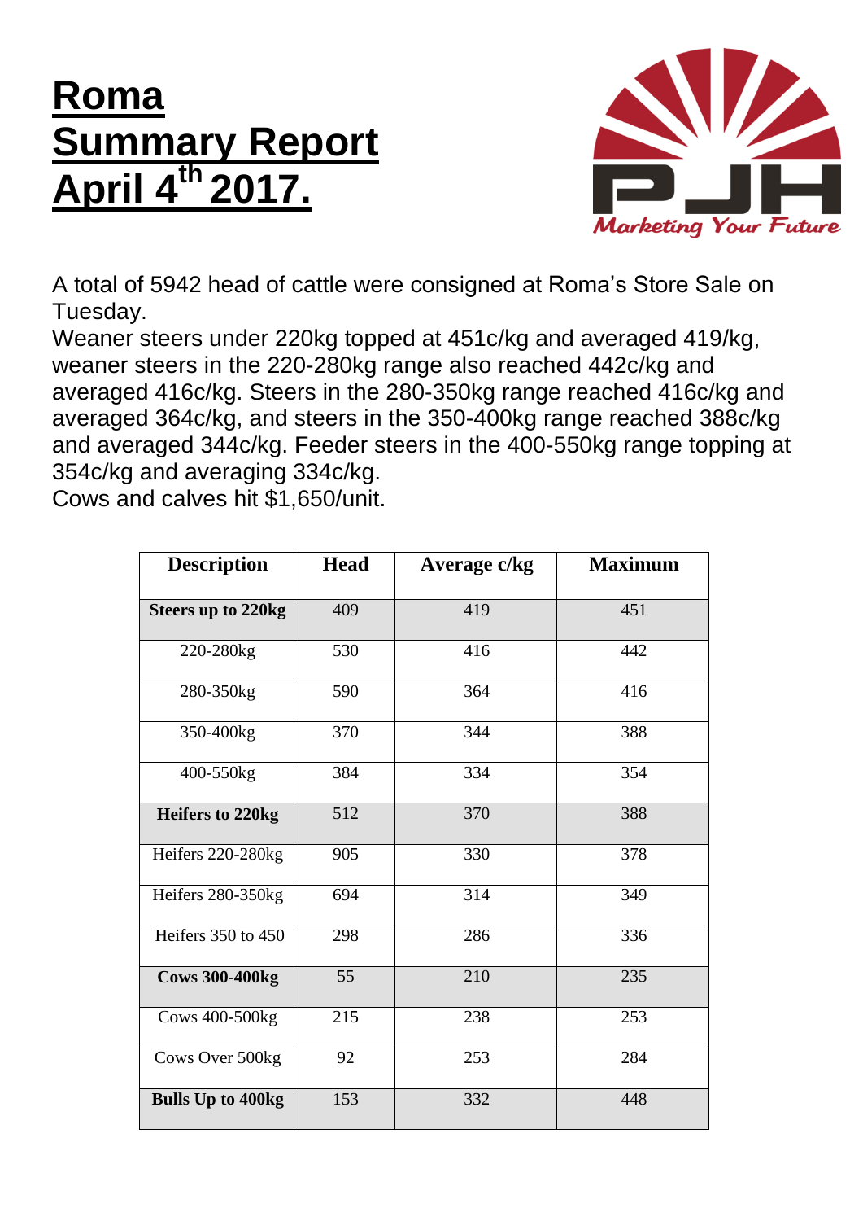# Roma Summary Report April 4th 2017.

PJH

*Marketing Your Future*

A total of 5942 head of cattle were consigned at Roma's Store Sale on Tuesday.

Weaner steers under 220kg topped at 451c/kg and averaged 419/kg, weaner steers in the 220-280kg range also reached 442c/kg and averaged 416c/kg. Steers in the 280-350kg range reached 416c/kg and averaged 364c/kg, and steers in the 350-400kg range reached 388c/kg and averaged 344c/kg. Feeder steers in the 400-550kg range topping at 354c/kg and averaging 334c/kg.

Cows and calves hit $1,650/unit.

| Description | Head | Average c/kg | Maximum |
|---|---|---|---|
| **Steers up to 220kg** | 409 | 419 | 451 |
| 220-280kg | 530 | 416 | 442 |
| 280-350kg | 590 | 364 | 416 |
| 350-400kg | 370 | 344 | 388 |
| 400-550kg | 384 | 334 | 354 |
| **Heifers to 220kg** | 512 | 370 | 388 |
| Heifers 220-280kg | 905 | 330 | 378 |
| Heifers 280-350kg | 694 | 314 | 349 |
| Heifers 350 to 450 | 298 | 286 | 336 |
| **Cows 300-400kg** | 55 | 210 | 235 |
| Cows 400-500kg | 215 | 238 | 253 |
| Cows Over 500kg | 92 | 253 | 284 |
| **Bulls Up to 400kg** | 153 | 332 | 448 |